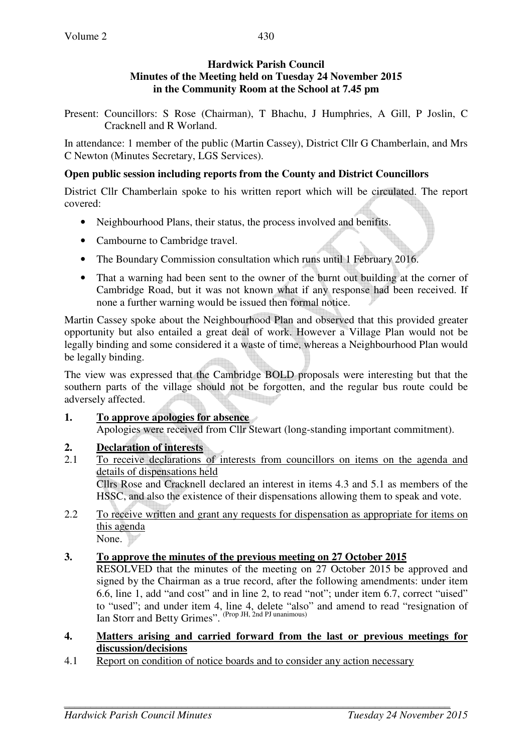# Hardwick Parish Council
## Minutes of the Meeting held on Tuesday 24 November 2015
## in the Community Room at the School at 7.45 pm

Present: Councillors: S Rose (Chairman), T Bhachu, J Humphries, A Gill, P Joslin, C Cracknell and R Worland.

In attendance: 1 member of the public (Martin Cassey), District Cllr G Chamberlain, and Mrs C Newton (Minutes Secretary, LGS Services).

**Open public session including reports from the County and District Councillors**

District Cllr Chamberlain spoke to his written report which will be circulated. The report covered:

- Neighbourhood Plans, their status, the process involved and benifits.
- Cambourne to Cambridge travel.
- The Boundary Commission consultation which runs until 1 February 2016.
- That a warning had been sent to the owner of the burnt out building at the corner of Cambridge Road, but it was not known what if any response had been received. If none a further warning would be issued then formal notice.

Martin Cassey spoke about the Neighbourhood Plan and observed that this provided greater opportunity but also entailed a great deal of work. However a Village Plan would not be legally binding and some considered it a waste of time, whereas a Neighbourhood Plan would be legally binding.

The view was expressed that the Cambridge BOLD proposals were interesting but that the southern parts of the village should not be forgotten, and the regular bus route could be adversely affected.

**1. To approve apologies for absence**

Apologies were received from Cllr Stewart (long-standing important commitment).

**2. Declaration of interests**

2.1 To receive declarations of interests from councillors on items on the agenda and details of dispensations held

Cllrs Rose and Cracknell declared an interest in items 4.3 and 5.1 as members of the HSSC, and also the existence of their dispensations allowing them to speak and vote.

2.2 To receive written and grant any requests for dispensation as appropriate for items on this agenda

None.

**3. To approve the minutes of the previous meeting on 27 October 2015**

RESOLVED that the minutes of the meeting on 27 October 2015 be approved and signed by the Chairman as a true record, after the following amendments: under item 6.6, line 1, add "and cost" and in line 2, to read "not"; under item 6.7, correct "uised" to "used"; and under item 4, line 4, delete "also" and amend to read "resignation of Ian Storr and Betty Grimes". (Prop JH, 2nd PJ unanimous)

**4. Matters arising and carried forward from the last or previous meetings for discussion/decisions**

4.1 Report on condition of notice boards and to consider any action necessary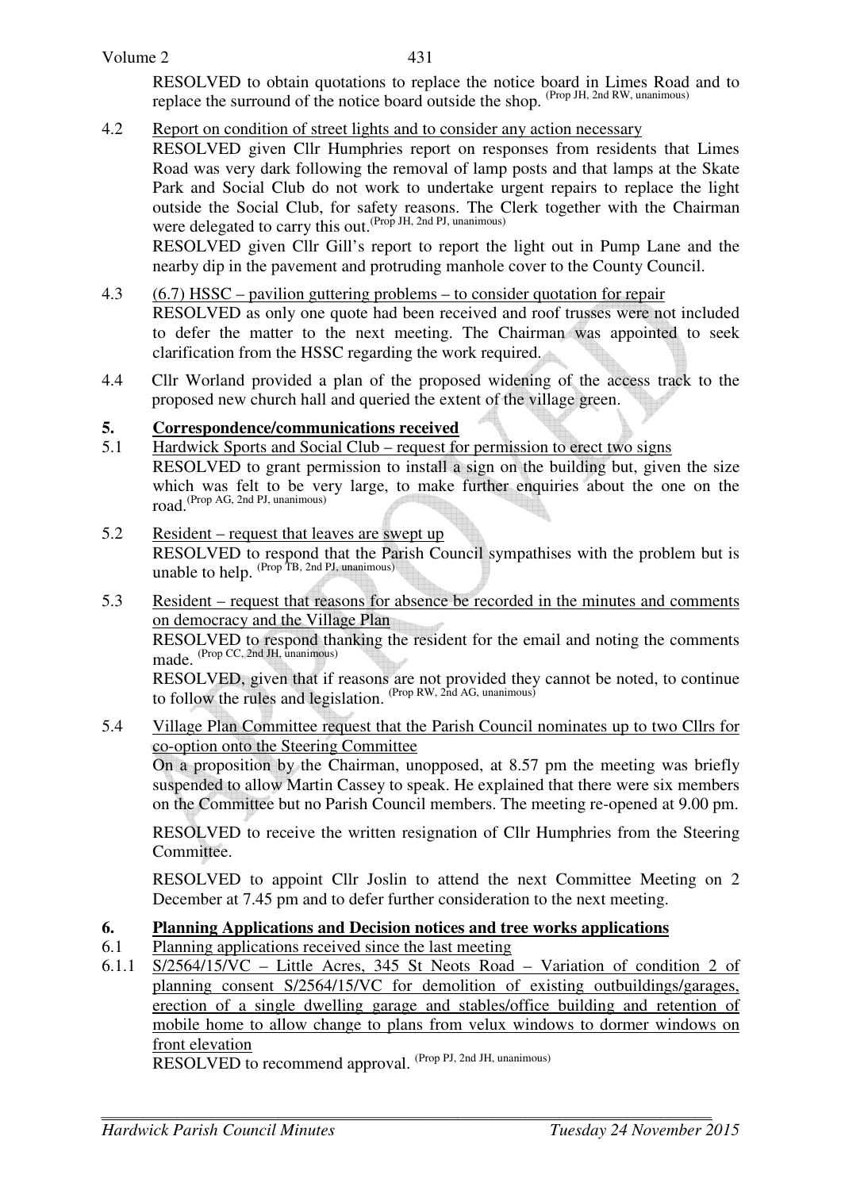RESOLVED to obtain quotations to replace the notice board in Limes Road and to replace the surround of the notice board outside the shop. (Prop JH, 2nd RW, unanimous)

4.2 Report on condition of street lights and to consider any action necessary

RESOLVED given Cllr Humphries report on responses from residents that Limes Road was very dark following the removal of lamp posts and that lamps at the Skate Park and Social Club do not work to undertake urgent repairs to replace the light outside the Social Club, for safety reasons. The Clerk together with the Chairman were delegated to carry this out. (Prop JH, 2nd PJ, unanimous)

RESOLVED given Cllr Gill's report to report the light out in Pump Lane and the nearby dip in the pavement and protruding manhole cover to the County Council.

4.3 (6.7) HSSC – pavilion guttering problems – to consider quotation for repair

RESOLVED as only one quote had been received and roof trusses were not included to defer the matter to the next meeting. The Chairman was appointed to seek clarification from the HSSC regarding the work required.

4.4 Cllr Worland provided a plan of the proposed widening of the access track to the proposed new church hall and queried the extent of the village green.

## 5. Correspondence/communications received

5.1 Hardwick Sports and Social Club – request for permission to erect two signs

RESOLVED to grant permission to install a sign on the building but, given the size which was felt to be very large, to make further enquiries about the one on the road. (Prop AG, 2nd PJ, unanimous)

5.2 Resident – request that leaves are swept up

RESOLVED to respond that the Parish Council sympathises with the problem but is unable to help. (Prop TB, 2nd PJ, unanimous)

5.3 Resident – request that reasons for absence be recorded in the minutes and comments on democracy and the Village Plan

RESOLVED to respond thanking the resident for the email and noting the comments made. (Prop CC, 2nd JH, unanimous)

RESOLVED, given that if reasons are not provided they cannot be noted, to continue to follow the rules and legislation. (Prop RW, 2nd AG, unanimous)

5.4 Village Plan Committee request that the Parish Council nominates up to two Cllrs for co-option onto the Steering Committee

On a proposition by the Chairman, unopposed, at 8.57 pm the meeting was briefly suspended to allow Martin Cassey to speak. He explained that there were six members on the Committee but no Parish Council members. The meeting re-opened at 9.00 pm.

RESOLVED to receive the written resignation of Cllr Humphries from the Steering Committee.

RESOLVED to appoint Cllr Joslin to attend the next Committee Meeting on 2 December at 7.45 pm and to defer further consideration to the next meeting.

## 6. Planning Applications and Decision notices and tree works applications

6.1 Planning applications received since the last meeting

6.1.1 S/2564/15/VC – Little Acres, 345 St Neots Road – Variation of condition 2 of planning consent S/2564/15/VC for demolition of existing outbuildings/garages, erection of a single dwelling garage and stables/office building and retention of mobile home to allow change to plans from velux windows to dormer windows on front elevation

RESOLVED to recommend approval. (Prop PJ, 2nd JH, unanimous)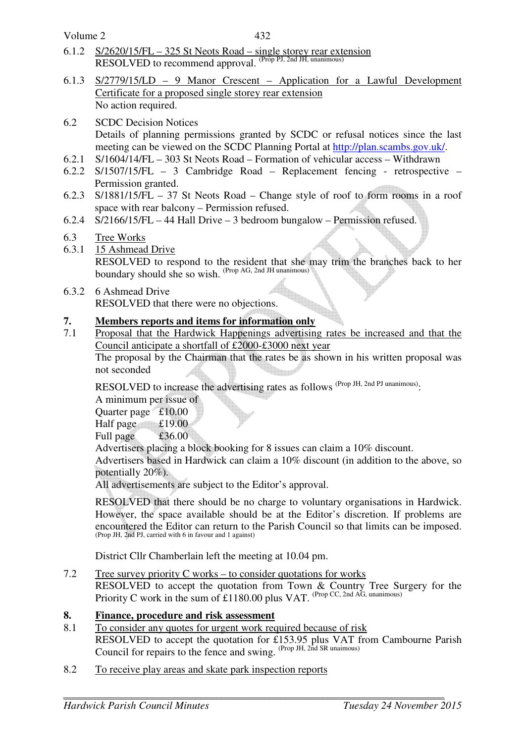6.1.2 S/2620/15/FL – 325 St Neots Road – single storey rear extension
RESOLVED to recommend approval. (Prop PJ, 2nd JH, unanimous)

6.1.3 S/2779/15/LD – 9 Manor Crescent – Application for a Lawful Development Certificate for a proposed single storey rear extension
No action required.

6.2 SCDC Decision Notices
Details of planning permissions granted by SCDC or refusal notices since the last meeting can be viewed on the SCDC Planning Portal at http://plan.scambs.gov.uk/.

6.2.1 S/1604/14/FL – 303 St Neots Road – Formation of vehicular access – Withdrawn

6.2.2 S/1507/15/FL – 3 Cambridge Road – Replacement fencing - retrospective – Permission granted.

6.2.3 S/1881/15/FL – 37 St Neots Road – Change style of roof to form rooms in a roof space with rear balcony – Permission refused.

6.2.4 S/2166/15/FL – 44 Hall Drive – 3 bedroom bungalow – Permission refused.

6.3 Tree Works

6.3.1 15 Ashmead Drive
RESOLVED to respond to the resident that she may trim the branches back to her boundary should she so wish. (Prop AG, 2nd JH unanimous)

6.3.2 6 Ashmead Drive
RESOLVED that there were no objections.

## 7. Members reports and items for information only

7.1 Proposal that the Hardwick Happenings advertising rates be increased and that the Council anticipate a shortfall of £2000-£3000 next year
The proposal by the Chairman that the rates be as shown in his written proposal was not seconded

RESOLVED to increase the advertising rates as follows (Prop JH, 2nd PJ unanimous):
A minimum per issue of
Quarter page £10.00
Half page £19.00
Full page £36.00
Advertisers placing a block booking for 8 issues can claim a 10% discount.
Advertisers based in Hardwick can claim a 10% discount (in addition to the above, so potentially 20%).
All advertisements are subject to the Editor's approval.

RESOLVED that there should be no charge to voluntary organisations in Hardwick. However, the space available should be at the Editor's discretion. If problems are encountered the Editor can return to the Parish Council so that limits can be imposed. (Prop JH, 2nd PJ, carried with 6 in favour and 1 against)

District Cllr Chamberlain left the meeting at 10.04 pm.

7.2 Tree survey priority C works – to consider quotations for works
RESOLVED to accept the quotation from Town & Country Tree Surgery for the Priority C work in the sum of £1180.00 plus VAT. (Prop CC, 2nd AG, unanimous)

## 8. Finance, procedure and risk assessment

8.1 To consider any quotes for urgent work required because of risk
RESOLVED to accept the quotation for £153.95 plus VAT from Cambourne Parish Council for repairs to the fence and swing. (Prop JH, 2nd SR unaimous)

8.2 To receive play areas and skate park inspection reports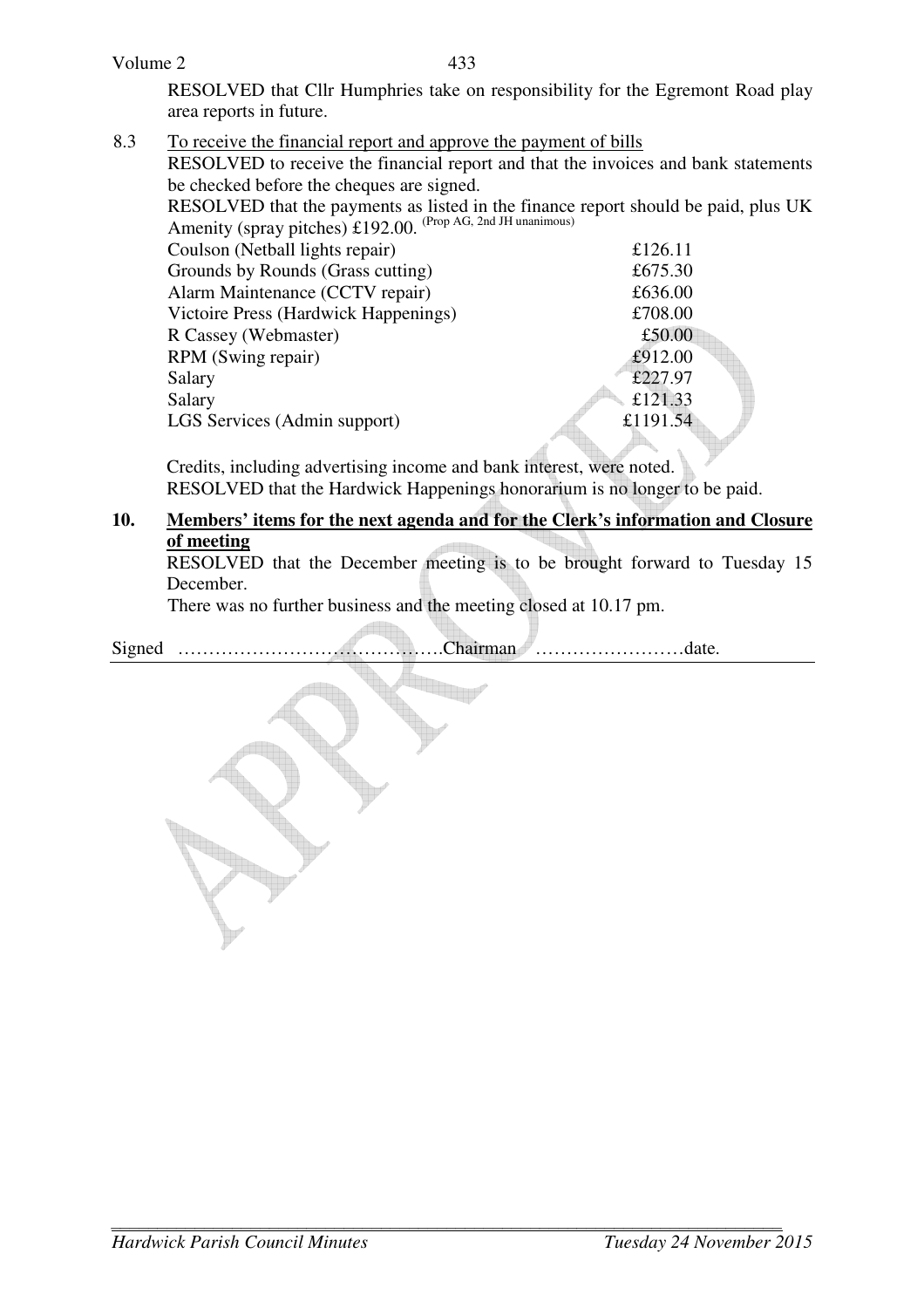RESOLVED that Cllr Humphries take on responsibility for the Egremont Road play area reports in future.

8.3 To receive the financial report and approve the payment of bills

RESOLVED to receive the financial report and that the invoices and bank statements be checked before the cheques are signed.

RESOLVED that the payments as listed in the finance report should be paid, plus UK Amenity (spray pitches) £192.00. (Prop AG, 2nd JH unanimous)

| | |
|---|---|
| Coulson (Netball lights repair) | £126.11 |
| Grounds by Rounds (Grass cutting) | £675.30 |
| Alarm Maintenance (CCTV repair) | £636.00 |
| Victoire Press (Hardwick Happenings) | £708.00 |
| R Cassey (Webmaster) | £50.00 |
| RPM (Swing repair) | £912.00 |
| Salary | £227.97 |
| Salary | £121.33 |
| LGS Services (Admin support) | £1191.54 |

Credits, including advertising income and bank interest, were noted.
RESOLVED that the Hardwick Happenings honorarium is no longer to be paid.

**10. Members' items for the next agenda and for the Clerk's information and Closure of meeting**

RESOLVED that the December meeting is to be brought forward to Tuesday 15 December.

There was no further business and the meeting closed at 10.17 pm.

Signed ……………………………………Chairman ……………………date.